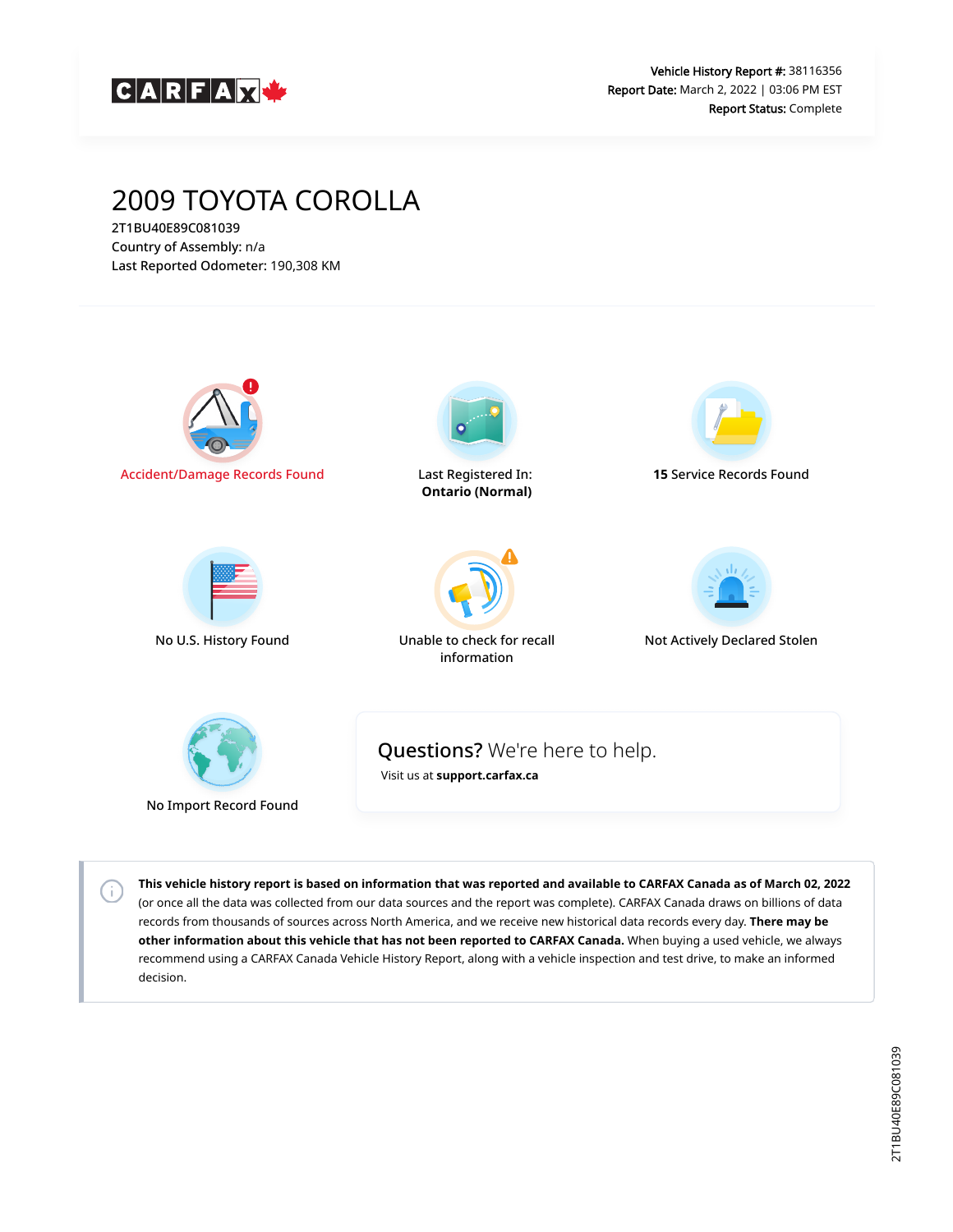CARFAX

**Vehicle History Report #:** 38116356
**Report Date:** March 2, 2022 | 03:06 PM EST
**Report Status:** Complete

# 2009 TOYOTA COROLLA

2T1BU40E89C081039
Country of Assembly: n/a
Last Reported Odometer: 190,308 KM

Accident/Damage Records Found

Last Registered In:
**Ontario (Normal)**

**15** Service Records Found

No U.S. History Found

Unable to check for recall information

Not Actively Declared Stolen

No Import Record Found

**Questions?** We're here to help.

Visit us at **support.carfax.ca**

**This vehicle history report is based on information that was reported and available to CARFAX Canada as of March 02, 2022** (or once all the data was collected from our data sources and the report was complete). CARFAX Canada draws on billions of data records from thousands of sources across North America, and we receive new historical data records every day. **There may be other information about this vehicle that has not been reported to CARFAX Canada.** When buying a used vehicle, we always recommend using a CARFAX Canada Vehicle History Report, along with a vehicle inspection and test drive, to make an informed decision.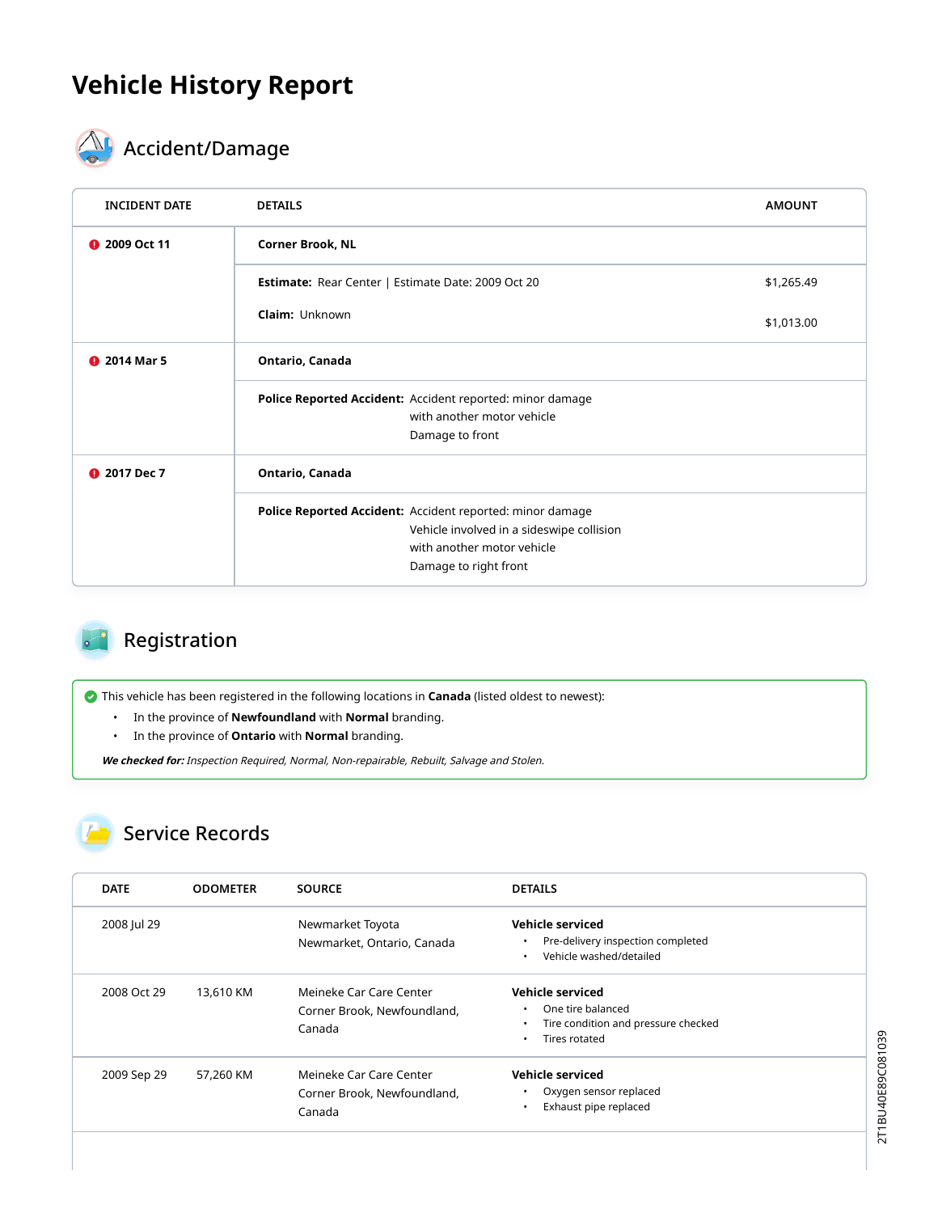# Vehicle History Report

## Accident/Damage

| INCIDENT DATE | DETAILS | AMOUNT |
|---|---|---|
| 2009 Oct 11 | **Corner Brook, NL** | |
| | **Estimate:** Rear Center \| Estimate Date: 2009 Oct 20 | $1,265.49 |
| | **Claim:** Unknown | $1,013.00 |
| 2014 Mar 5 | **Ontario, Canada** | |
| | **Police Reported Accident:** Accident reported: minor damage with another motor vehicle Damage to front | |
| 2017 Dec 7 | **Ontario, Canada** | |
| | **Police Reported Accident:** Accident reported: minor damage Vehicle involved in a sideswipe collision with another motor vehicle Damage to right front | |

## Registration

This vehicle has been registered in the following locations in **Canada** (listed oldest to newest):

- In the province of **Newfoundland** with **Normal** branding.
- In the province of **Ontario** with **Normal** branding.

***We checked for:*** *Inspection Required, Normal, Non-repairable, Rebuilt, Salvage and Stolen.*

## Service Records

| DATE | ODOMETER | SOURCE | DETAILS |
|---|---|---|---|
| 2008 Jul 29 | | Newmarket Toyota Newmarket, Ontario, Canada | **Vehicle serviced** <br>• Pre-delivery inspection completed <br>• Vehicle washed/detailed |
| 2008 Oct 29 | 13,610 KM | Meineke Car Care Center Corner Brook, Newfoundland, Canada | **Vehicle serviced** <br>• One tire balanced <br>• Tire condition and pressure checked <br>• Tires rotated |
| 2009 Sep 29 | 57,260 KM | Meineke Car Care Center Corner Brook, Newfoundland, Canada | **Vehicle serviced** <br>• Oxygen sensor replaced <br>• Exhaust pipe replaced |

2T1BU40E89C081039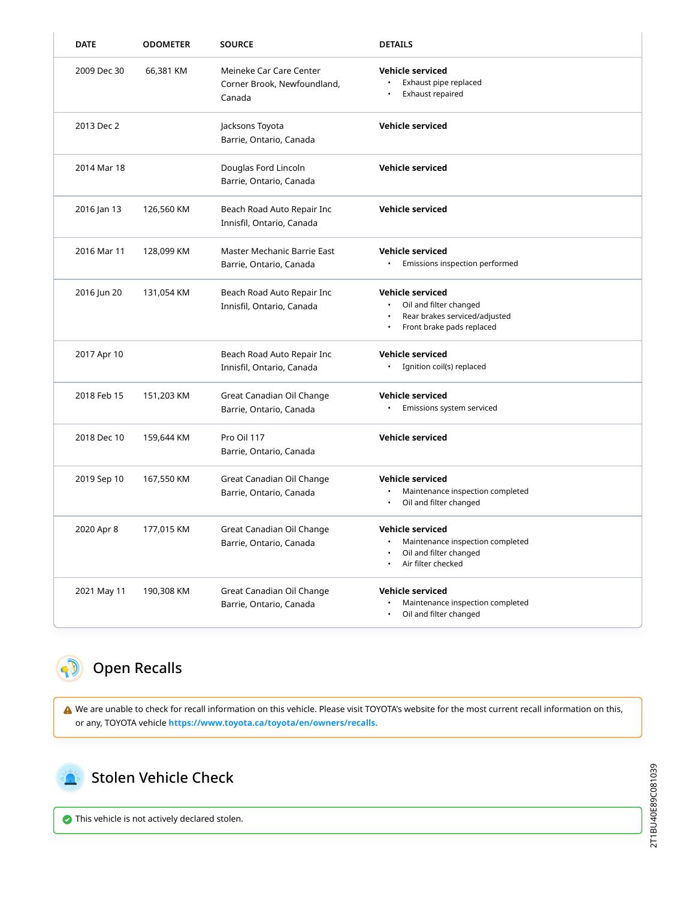| DATE | ODOMETER | SOURCE | DETAILS |
| --- | --- | --- | --- |
| 2009 Dec 30 | 66,381 KM | Meineke Car Care Center Corner Brook, Newfoundland, Canada | **Vehicle serviced**<br>• Exhaust pipe replaced<br>• Exhaust repaired |
| 2013 Dec 2 | | Jacksons Toyota Barrie, Ontario, Canada | **Vehicle serviced** |
| 2014 Mar 18 | | Douglas Ford Lincoln Barrie, Ontario, Canada | **Vehicle serviced** |
| 2016 Jan 13 | 126,560 KM | Beach Road Auto Repair Inc Innisfil, Ontario, Canada | **Vehicle serviced** |
| 2016 Mar 11 | 128,099 KM | Master Mechanic Barrie East Barrie, Ontario, Canada | **Vehicle serviced**<br>• Emissions inspection performed |
| 2016 Jun 20 | 131,054 KM | Beach Road Auto Repair Inc Innisfil, Ontario, Canada | **Vehicle serviced**<br>• Oil and filter changed<br>• Rear brakes serviced/adjusted<br>• Front brake pads replaced |
| 2017 Apr 10 | | Beach Road Auto Repair Inc Innisfil, Ontario, Canada | **Vehicle serviced**<br>• Ignition coil(s) replaced |
| 2018 Feb 15 | 151,203 KM | Great Canadian Oil Change Barrie, Ontario, Canada | **Vehicle serviced**<br>• Emissions system serviced |
| 2018 Dec 10 | 159,644 KM | Pro Oil 117 Barrie, Ontario, Canada | **Vehicle serviced** |
| 2019 Sep 10 | 167,550 KM | Great Canadian Oil Change Barrie, Ontario, Canada | **Vehicle serviced**<br>• Maintenance inspection completed<br>• Oil and filter changed |
| 2020 Apr 8 | 177,015 KM | Great Canadian Oil Change Barrie, Ontario, Canada | **Vehicle serviced**<br>• Maintenance inspection completed<br>• Oil and filter changed<br>• Air filter checked |
| 2021 May 11 | 190,308 KM | Great Canadian Oil Change Barrie, Ontario, Canada | **Vehicle serviced**<br>• Maintenance inspection completed<br>• Oil and filter changed |

## Open Recalls

We are unable to check for recall information on this vehicle. Please visit TOYOTA's website for the most current recall information on this, or any, TOYOTA vehicle **https://www.toyota.ca/toyota/en/owners/recalls.**

## Stolen Vehicle Check

This vehicle is not actively declared stolen.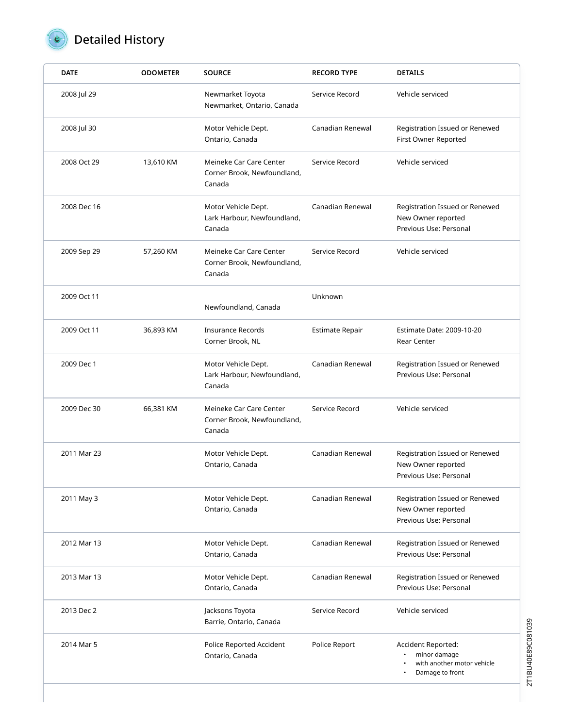## Detailed History

| DATE | ODOMETER | SOURCE | RECORD TYPE | DETAILS |
|---|---|---|---|---|
| 2008 Jul 29 | | Newmarket Toyota<br>Newmarket, Ontario, Canada | Service Record | Vehicle serviced |
| 2008 Jul 30 | | Motor Vehicle Dept.<br>Ontario, Canada | Canadian Renewal | Registration Issued or Renewed<br>First Owner Reported |
| 2008 Oct 29 | 13,610 KM | Meineke Car Care Center<br>Corner Brook, Newfoundland, Canada | Service Record | Vehicle serviced |
| 2008 Dec 16 | | Motor Vehicle Dept.<br>Lark Harbour, Newfoundland, Canada | Canadian Renewal | Registration Issued or Renewed<br>New Owner reported<br>Previous Use: Personal |
| 2009 Sep 29 | 57,260 KM | Meineke Car Care Center<br>Corner Brook, Newfoundland, Canada | Service Record | Vehicle serviced |
| 2009 Oct 11 | | Newfoundland, Canada | Unknown | |
| 2009 Oct 11 | 36,893 KM | Insurance Records<br>Corner Brook, NL | Estimate Repair | Estimate Date: 2009-10-20<br>Rear Center |
| 2009 Dec 1 | | Motor Vehicle Dept.<br>Lark Harbour, Newfoundland, Canada | Canadian Renewal | Registration Issued or Renewed<br>Previous Use: Personal |
| 2009 Dec 30 | 66,381 KM | Meineke Car Care Center<br>Corner Brook, Newfoundland, Canada | Service Record | Vehicle serviced |
| 2011 Mar 23 | | Motor Vehicle Dept.<br>Ontario, Canada | Canadian Renewal | Registration Issued or Renewed<br>New Owner reported<br>Previous Use: Personal |
| 2011 May 3 | | Motor Vehicle Dept.<br>Ontario, Canada | Canadian Renewal | Registration Issued or Renewed<br>New Owner reported<br>Previous Use: Personal |
| 2012 Mar 13 | | Motor Vehicle Dept.<br>Ontario, Canada | Canadian Renewal | Registration Issued or Renewed<br>Previous Use: Personal |
| 2013 Mar 13 | | Motor Vehicle Dept.<br>Ontario, Canada | Canadian Renewal | Registration Issued or Renewed<br>Previous Use: Personal |
| 2013 Dec 2 | | Jacksons Toyota<br>Barrie, Ontario, Canada | Service Record | Vehicle serviced |
| 2014 Mar 5 | | Police Reported Accident<br>Ontario, Canada | Police Report | Accident Reported:<br>• minor damage<br>• with another motor vehicle<br>• Damage to front |

2T1BU40E89C081039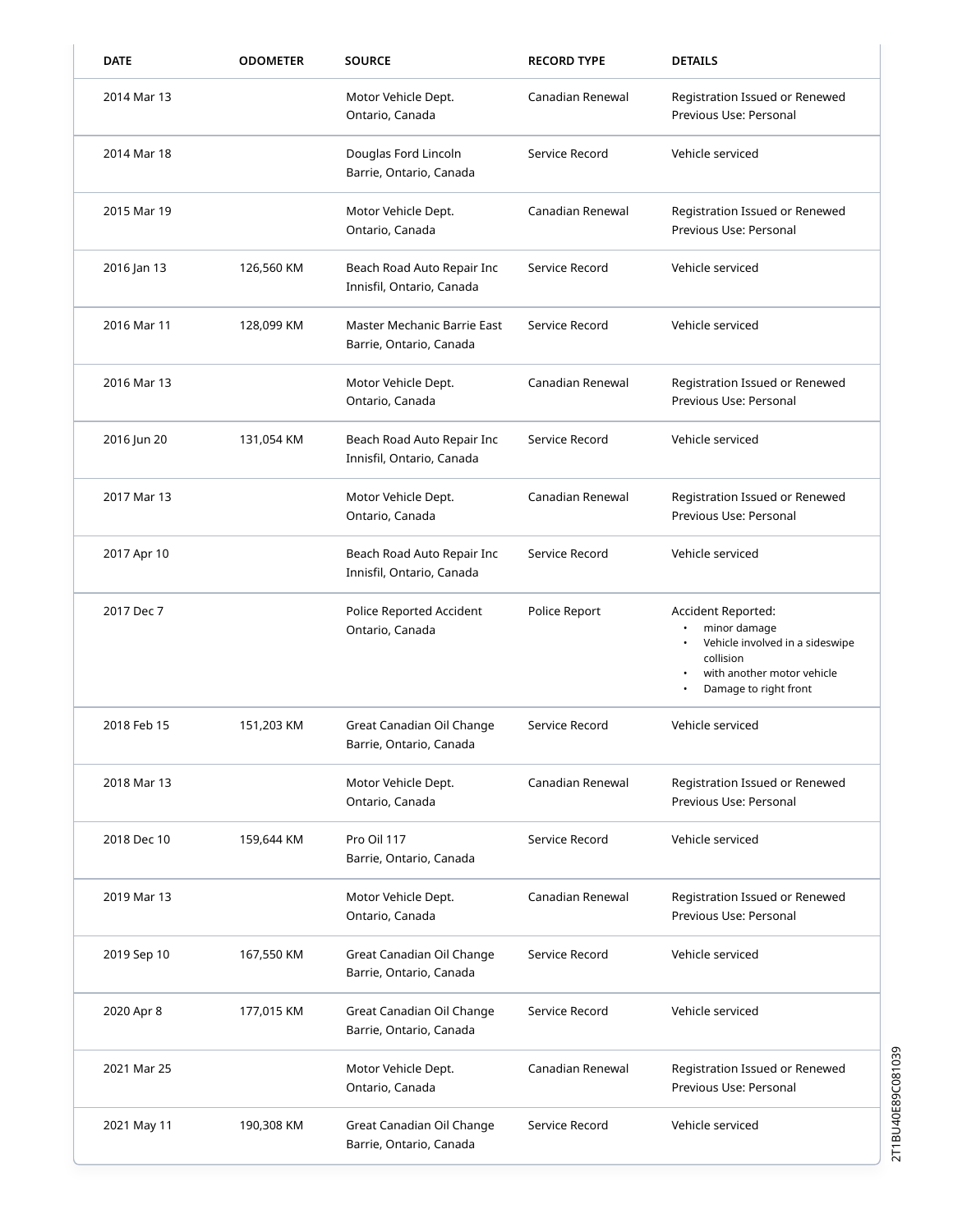| DATE | ODOMETER | SOURCE | RECORD TYPE | DETAILS |
|---|---|---|---|---|
| 2014 Mar 13 | | Motor Vehicle Dept.<br>Ontario, Canada | Canadian Renewal | Registration Issued or Renewed<br>Previous Use: Personal |
| 2014 Mar 18 | | Douglas Ford Lincoln<br>Barrie, Ontario, Canada | Service Record | Vehicle serviced |
| 2015 Mar 19 | | Motor Vehicle Dept.<br>Ontario, Canada | Canadian Renewal | Registration Issued or Renewed<br>Previous Use: Personal |
| 2016 Jan 13 | 126,560 KM | Beach Road Auto Repair Inc<br>Innisfil, Ontario, Canada | Service Record | Vehicle serviced |
| 2016 Mar 11 | 128,099 KM | Master Mechanic Barrie East<br>Barrie, Ontario, Canada | Service Record | Vehicle serviced |
| 2016 Mar 13 | | Motor Vehicle Dept.<br>Ontario, Canada | Canadian Renewal | Registration Issued or Renewed<br>Previous Use: Personal |
| 2016 Jun 20 | 131,054 KM | Beach Road Auto Repair Inc<br>Innisfil, Ontario, Canada | Service Record | Vehicle serviced |
| 2017 Mar 13 | | Motor Vehicle Dept.<br>Ontario, Canada | Canadian Renewal | Registration Issued or Renewed<br>Previous Use: Personal |
| 2017 Apr 10 | | Beach Road Auto Repair Inc<br>Innisfil, Ontario, Canada | Service Record | Vehicle serviced |
| 2017 Dec 7 | | Police Reported Accident<br>Ontario, Canada | Police Report | Accident Reported:<br>• minor damage<br>• Vehicle involved in a sideswipe collision<br>• with another motor vehicle<br>• Damage to right front |
| 2018 Feb 15 | 151,203 KM | Great Canadian Oil Change<br>Barrie, Ontario, Canada | Service Record | Vehicle serviced |
| 2018 Mar 13 | | Motor Vehicle Dept.<br>Ontario, Canada | Canadian Renewal | Registration Issued or Renewed<br>Previous Use: Personal |
| 2018 Dec 10 | 159,644 KM | Pro Oil 117<br>Barrie, Ontario, Canada | Service Record | Vehicle serviced |
| 2019 Mar 13 | | Motor Vehicle Dept.<br>Ontario, Canada | Canadian Renewal | Registration Issued or Renewed<br>Previous Use: Personal |
| 2019 Sep 10 | 167,550 KM | Great Canadian Oil Change<br>Barrie, Ontario, Canada | Service Record | Vehicle serviced |
| 2020 Apr 8 | 177,015 KM | Great Canadian Oil Change<br>Barrie, Ontario, Canada | Service Record | Vehicle serviced |
| 2021 Mar 25 | | Motor Vehicle Dept.<br>Ontario, Canada | Canadian Renewal | Registration Issued or Renewed<br>Previous Use: Personal |
| 2021 May 11 | 190,308 KM | Great Canadian Oil Change<br>Barrie, Ontario, Canada | Service Record | Vehicle serviced |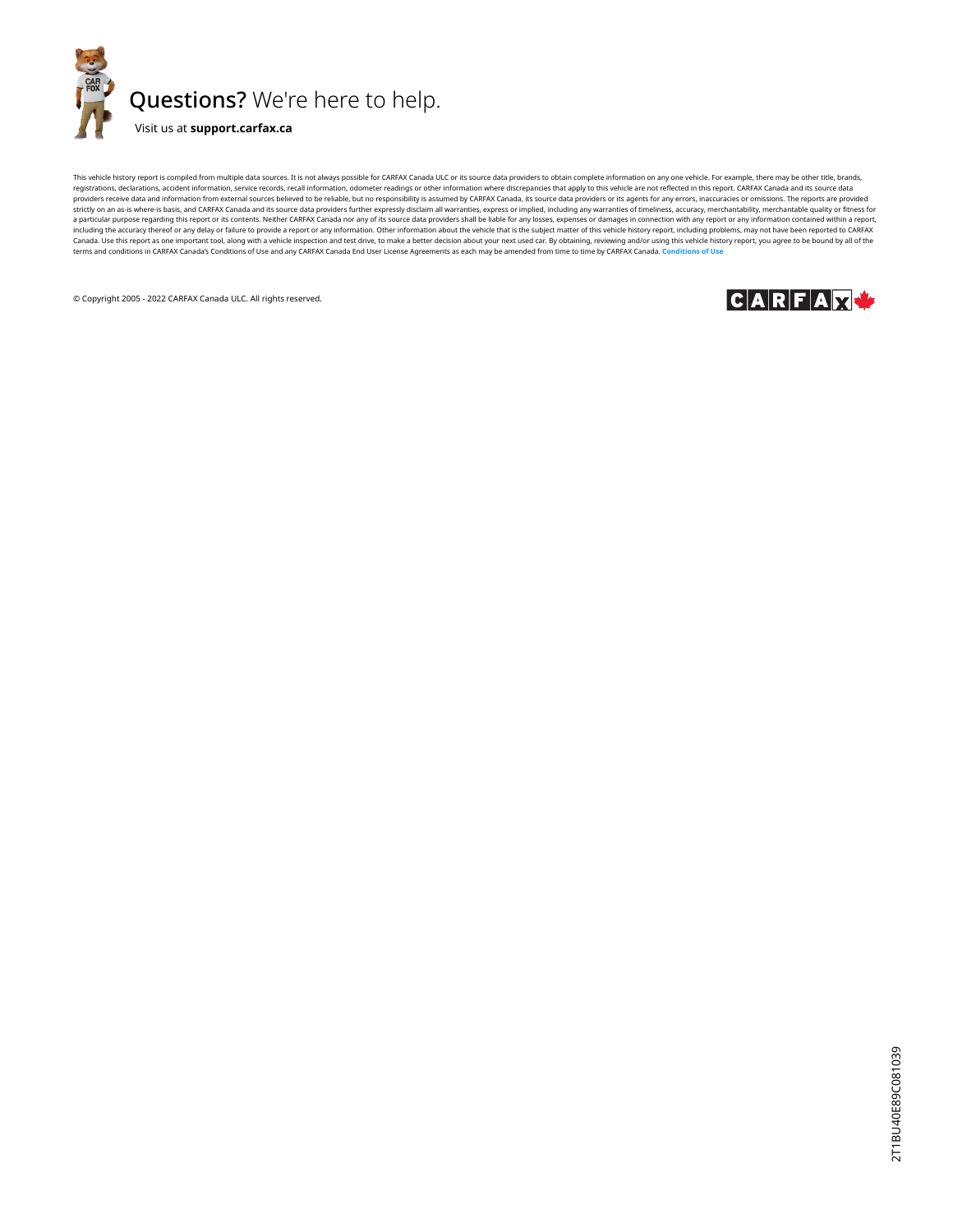## **Questions?** We're here to help.

Visit us at **support.carfax.ca**

This vehicle history report is compiled from multiple data sources. It is not always possible for CARFAX Canada ULC or its source data providers to obtain complete information on any one vehicle. For example, there may be other title, brands, registrations, declarations, accident information, service records, recall information, odometer readings or other information where discrepancies that apply to this vehicle are not reflected in this report. CARFAX Canada and its source data providers receive data and information from external sources believed to be reliable, but no responsibility is assumed by CARFAX Canada, its source data providers or its agents for any errors, inaccuracies or omissions. The reports are provided strictly on an as-is where-is basis, and CARFAX Canada and its source data providers further expressly disclaim all warranties, express or implied, including any warranties of timeliness, accuracy, merchantability, merchantable quality or fitness for a particular purpose regarding this report or its contents. Neither CARFAX Canada nor any of its source data providers shall be liable for any losses, expenses or damages in connection with any report or any information contained within a report, including the accuracy thereof or any delay or failure to provide a report or any information. Other information about the vehicle that is the subject matter of this vehicle history report, including problems, may not have been reported to CARFAX Canada. Use this report as one important tool, along with a vehicle inspection and test drive, to make a better decision about your next used car. By obtaining, reviewing and/or using this vehicle history report, you agree to be bound by all of the terms and conditions in CARFAX Canada's Conditions of Use and any CARFAX Canada End User License Agreements as each may be amended from time to time by CARFAX Canada. **Conditions of Use**

© Copyright 2005 - 2022 CARFAX Canada ULC. All rights reserved.

2T1BU40E89C081039